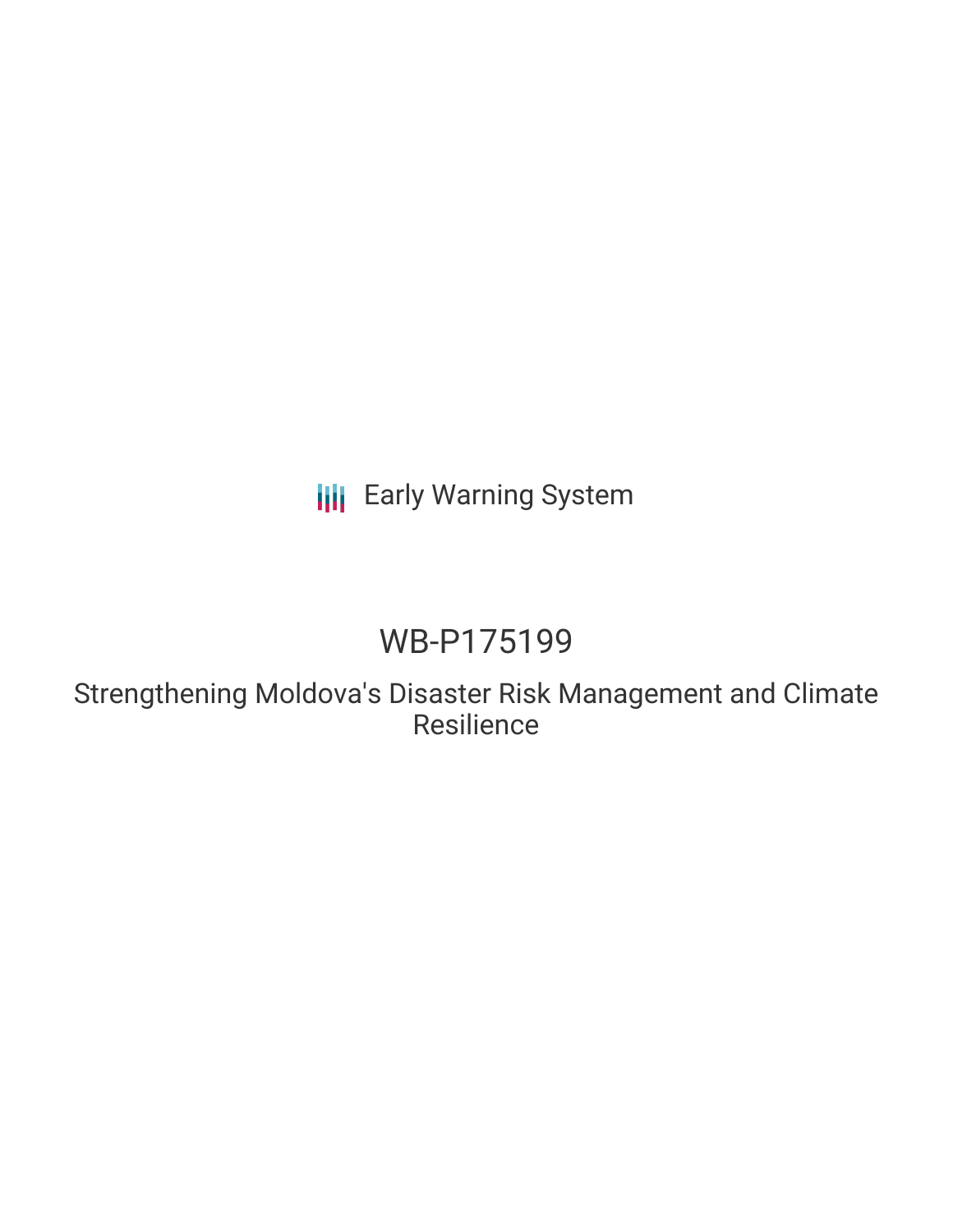Early Warning System

# WB-P175199

## Strengthening Moldova's Disaster Risk Management and Climate Resilience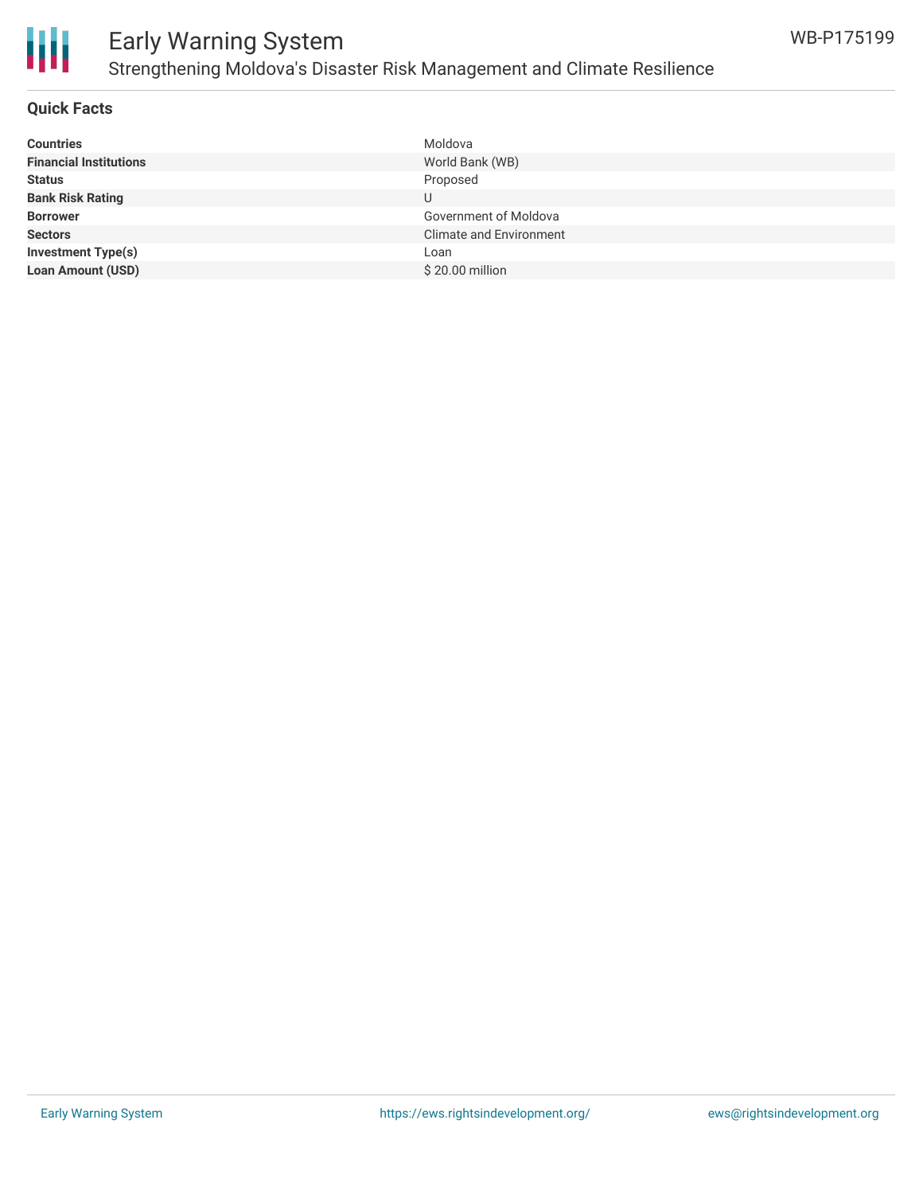## Quick Facts

| | |
|---|---|
| **Countries** | Moldova |
| **Financial Institutions** | World Bank (WB) |
| **Status** | Proposed |
| **Bank Risk Rating** | U |
| **Borrower** | Government of Moldova |
| **Sectors** | Climate and Environment |
| **Investment Type(s)** | Loan |
| **Loan Amount (USD)** | $ 20.00 million |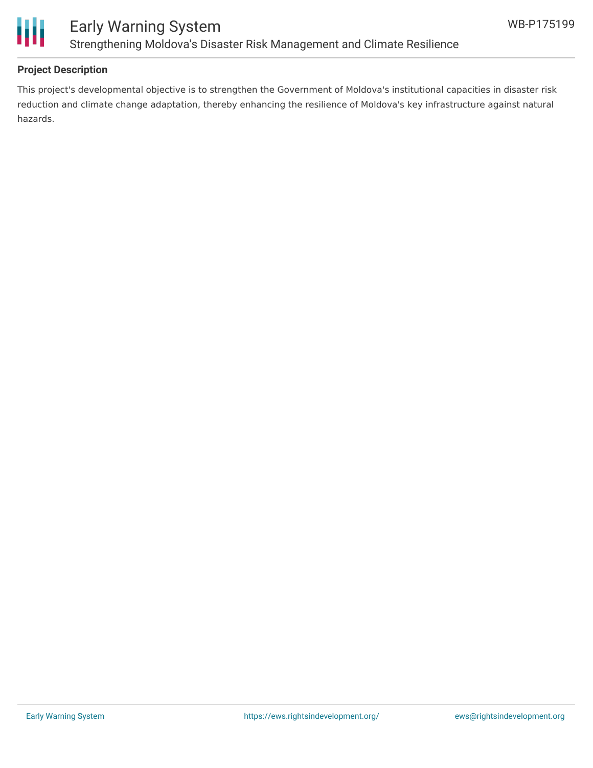## Project Description

This project's developmental objective is to strengthen the Government of Moldova's institutional capacities in disaster risk reduction and climate change adaptation, thereby enhancing the resilience of Moldova's key infrastructure against natural hazards.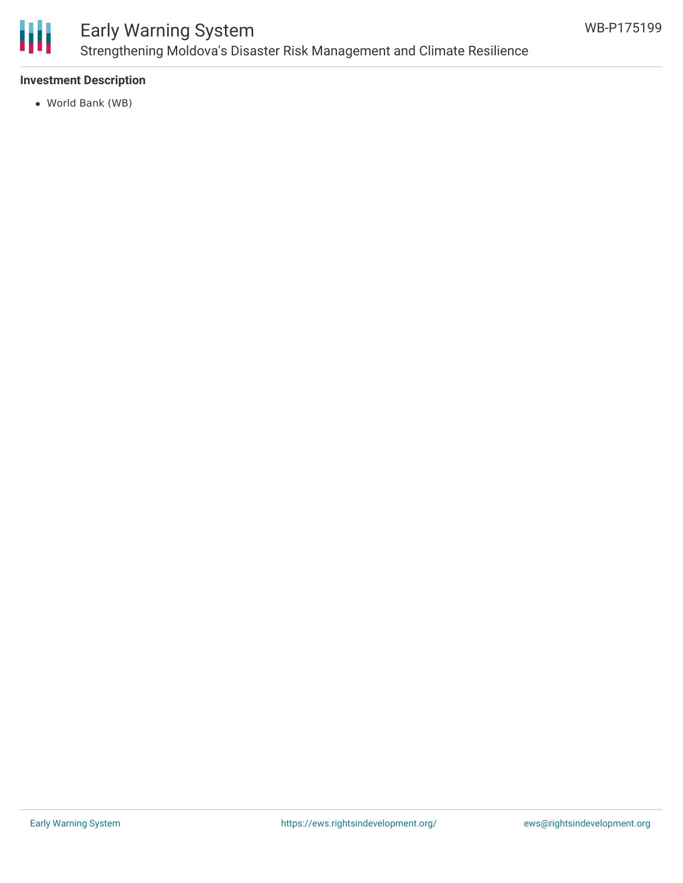## Investment Description

- World Bank (WB)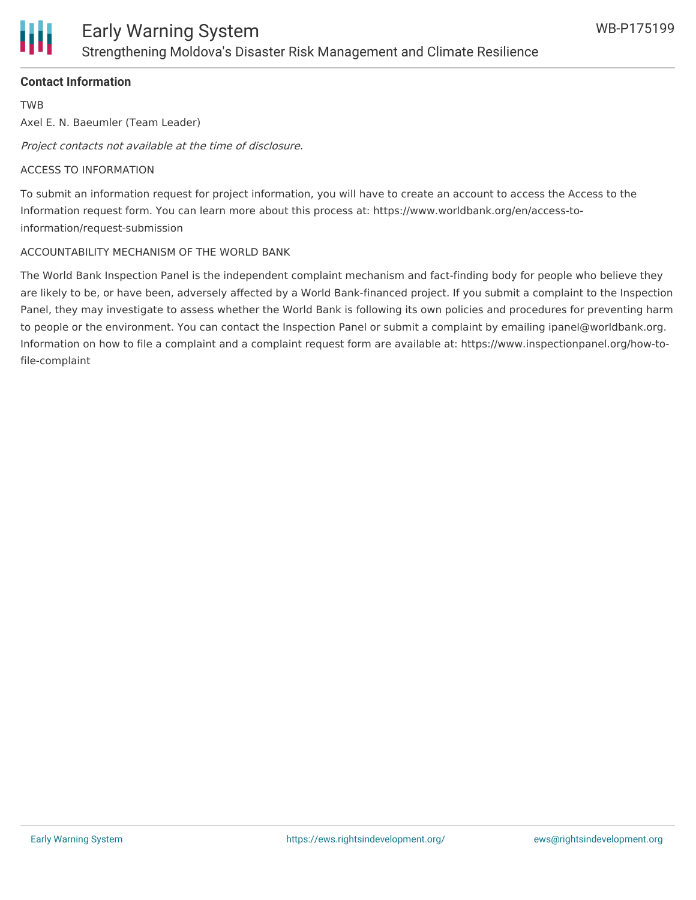## Contact Information

TWB

Axel E. N. Baeumler (Team Leader)

*Project contacts not available at the time of disclosure.*

ACCESS TO INFORMATION

To submit an information request for project information, you will have to create an account to access the Access to the Information request form. You can learn more about this process at: https://www.worldbank.org/en/access-to-information/request-submission

ACCOUNTABILITY MECHANISM OF THE WORLD BANK

The World Bank Inspection Panel is the independent complaint mechanism and fact-finding body for people who believe they are likely to be, or have been, adversely affected by a World Bank-financed project. If you submit a complaint to the Inspection Panel, they may investigate to assess whether the World Bank is following its own policies and procedures for preventing harm to people or the environment. You can contact the Inspection Panel or submit a complaint by emailing ipanel@worldbank.org. Information on how to file a complaint and a complaint request form are available at: https://www.inspectionpanel.org/how-to-file-complaint